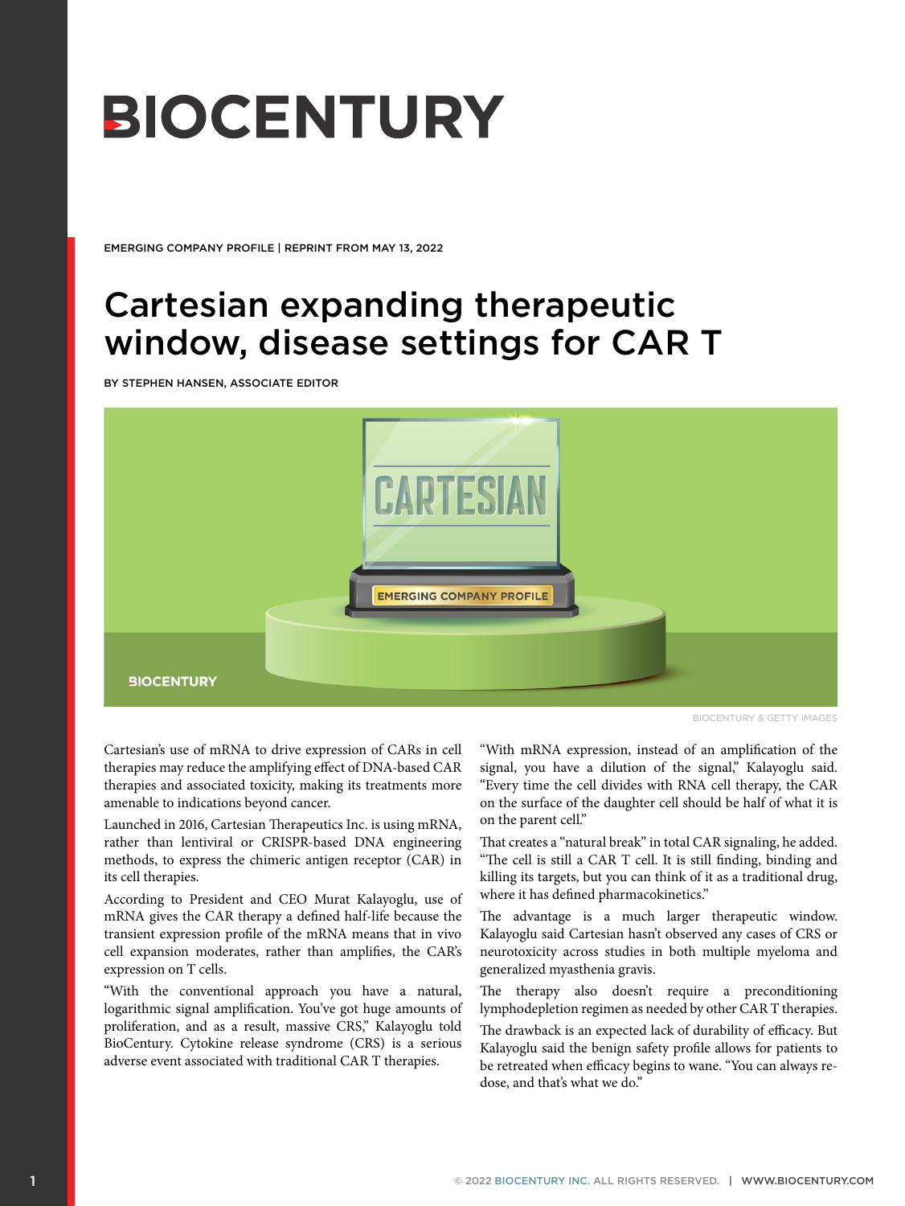# BIOCENTURY

EMERGING COMPANY PROFILE | REPRINT FROM MAY 13, 2022

## Cartesian expanding therapeutic window, disease settings for CAR T

BY STEPHEN HANSEN, ASSOCIATE EDITOR

BIOCENTURY & GETTY IMAGES

Cartesian's use of mRNA to drive expression of CARs in cell therapies may reduce the amplifying effect of DNA-based CAR therapies and associated toxicity, making its treatments more amenable to indications beyond cancer.

Launched in 2016, Cartesian Therapeutics Inc. is using mRNA, rather than lentiviral or CRISPR-based DNA engineering methods, to express the chimeric antigen receptor (CAR) in its cell therapies.

According to President and CEO Murat Kalayoglu, use of mRNA gives the CAR therapy a defined half-life because the transient expression profile of the mRNA means that in vivo cell expansion moderates, rather than amplifies, the CAR's expression on T cells.

"With the conventional approach you have a natural, logarithmic signal amplification. You've got huge amounts of proliferation, and as a result, massive CRS," Kalayoglu told BioCentury. Cytokine release syndrome (CRS) is a serious adverse event associated with traditional CAR T therapies.

"With mRNA expression, instead of an amplification of the signal, you have a dilution of the signal," Kalayoglu said. "Every time the cell divides with RNA cell therapy, the CAR on the surface of the daughter cell should be half of what it is on the parent cell."

That creates a "natural break" in total CAR signaling, he added. "The cell is still a CAR T cell. It is still finding, binding and killing its targets, but you can think of it as a traditional drug, where it has defined pharmacokinetics."

The advantage is a much larger therapeutic window. Kalayoglu said Cartesian hasn't observed any cases of CRS or neurotoxicity across studies in both multiple myeloma and generalized myasthenia gravis.

The therapy also doesn't require a preconditioning lymphodepletion regimen as needed by other CAR T therapies.

The drawback is an expected lack of durability of efficacy. But Kalayoglu said the benign safety profile allows for patients to be retreated when efficacy begins to wane. "You can always re-dose, and that's what we do."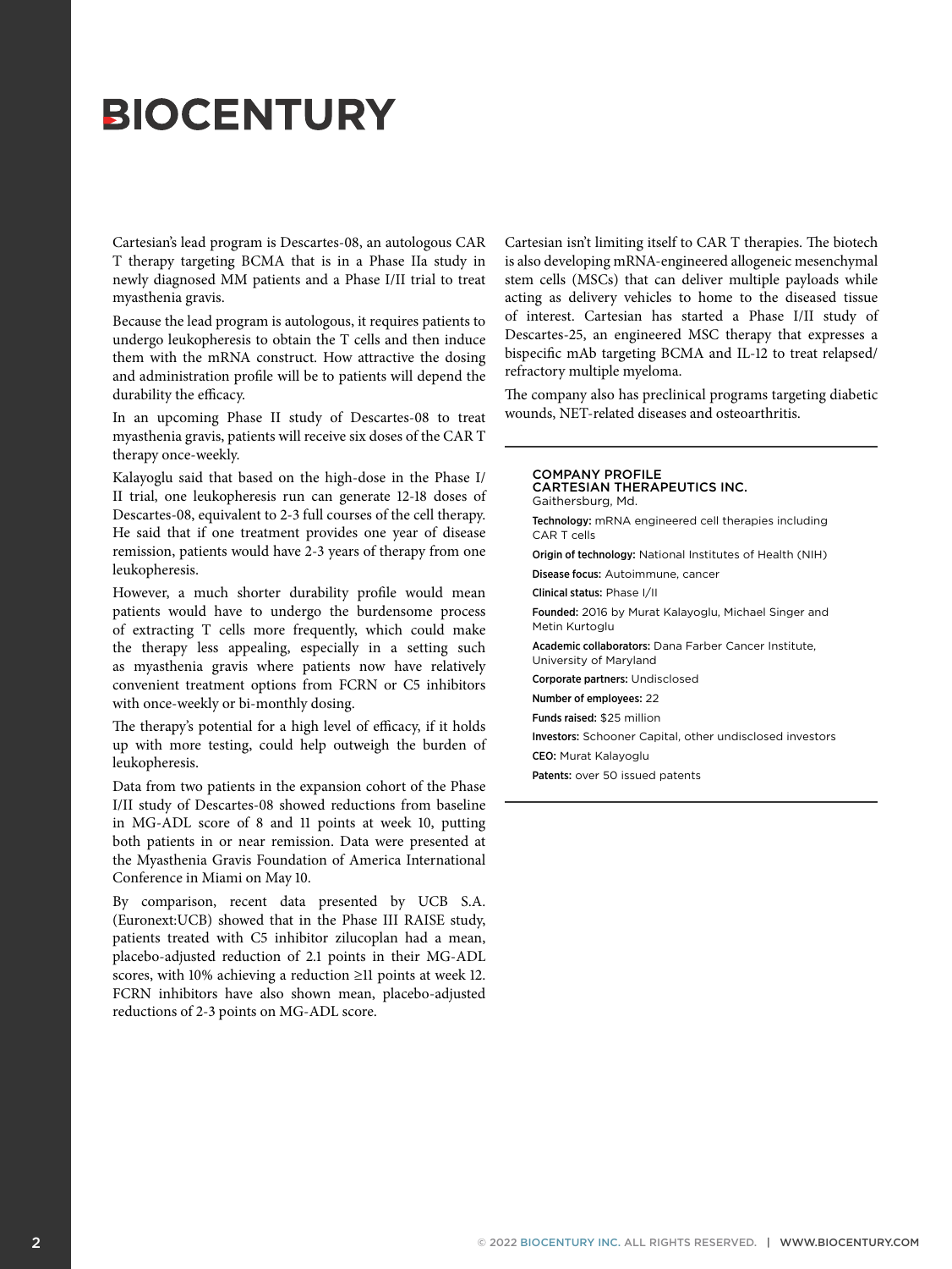Cartesian's lead program is Descartes-08, an autologous CAR T therapy targeting BCMA that is in a Phase IIa study in newly diagnosed MM patients and a Phase I/II trial to treat myasthenia gravis.

Because the lead program is autologous, it requires patients to undergo leukopheresis to obtain the T cells and then induce them with the mRNA construct. How attractive the dosing and administration profile will be to patients will depend the durability the efficacy.

In an upcoming Phase II study of Descartes-08 to treat myasthenia gravis, patients will receive six doses of the CAR T therapy once-weekly.

Kalayoglu said that based on the high-dose in the Phase I/II trial, one leukopheresis run can generate 12-18 doses of Descartes-08, equivalent to 2-3 full courses of the cell therapy. He said that if one treatment provides one year of disease remission, patients would have 2-3 years of therapy from one leukopheresis.

However, a much shorter durability profile would mean patients would have to undergo the burdensome process of extracting T cells more frequently, which could make the therapy less appealing, especially in a setting such as myasthenia gravis where patients now have relatively convenient treatment options from FCRN or C5 inhibitors with once-weekly or bi-monthly dosing.

The therapy's potential for a high level of efficacy, if it holds up with more testing, could help outweigh the burden of leukopheresis.

Data from two patients in the expansion cohort of the Phase I/II study of Descartes-08 showed reductions from baseline in MG-ADL score of 8 and 11 points at week 10, putting both patients in or near remission. Data were presented at the Myasthenia Gravis Foundation of America International Conference in Miami on May 10.

By comparison, recent data presented by UCB S.A. (Euronext:UCB) showed that in the Phase III RAISE study, patients treated with C5 inhibitor zilucoplan had a mean, placebo-adjusted reduction of 2.1 points in their MG-ADL scores, with 10% achieving a reduction ≥11 points at week 12. FCRN inhibitors have also shown mean, placebo-adjusted reductions of 2-3 points on MG-ADL score.

Cartesian isn't limiting itself to CAR T therapies. The biotech is also developing mRNA-engineered allogeneic mesenchymal stem cells (MSCs) that can deliver multiple payloads while acting as delivery vehicles to home to the diseased tissue of interest. Cartesian has started a Phase I/II study of Descartes-25, an engineered MSC therapy that expresses a bispecific mAb targeting BCMA and IL-12 to treat relapsed/refractory multiple myeloma.

The company also has preclinical programs targeting diabetic wounds, NET-related diseases and osteoarthritis.

---

**COMPANY PROFILE**
**CARTESIAN THERAPEUTICS INC.**
Gaithersburg, Md.

**Technology:** mRNA engineered cell therapies including CAR T cells

**Origin of technology:** National Institutes of Health (NIH)

**Disease focus:** Autoimmune, cancer

**Clinical status:** Phase I/II

**Founded:** 2016 by Murat Kalayoglu, Michael Singer and Metin Kurtoglu

**Academic collaborators:** Dana Farber Cancer Institute, University of Maryland

**Corporate partners:** Undisclosed

**Number of employees:** 22

**Funds raised:** $25 million

**Investors:** Schooner Capital, other undisclosed investors

**CEO:** Murat Kalayoglu

**Patents:** over 50 issued patents

---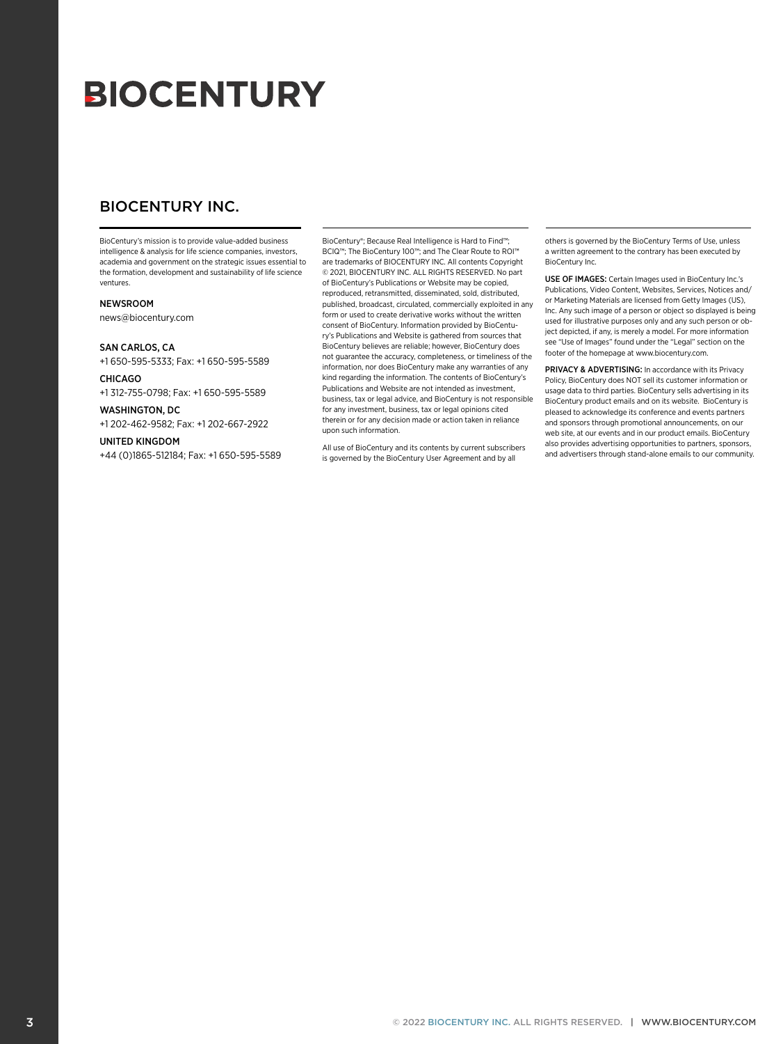# BIOCENTURY

## BIOCENTURY INC.

BioCentury's mission is to provide value-added business intelligence & analysis for life science companies, investors, academia and government on the strategic issues essential to the formation, development and sustainability of life science ventures.

**NEWSROOM**

news@biocentury.com

**SAN CARLOS, CA**

+1 650-595-5333; Fax: +1 650-595-5589

**CHICAGO**

+1 312-755-0798; Fax: +1 650-595-5589

**WASHINGTON, DC**

+1 202-462-9582; Fax: +1 202-667-2922

**UNITED KINGDOM**

+44 (0)1865-512184; Fax: +1 650-595-5589

BioCentury®; Because Real Intelligence is Hard to Find™; BCIQ™; The BioCentury 100™; and The Clear Route to ROI™ are trademarks of BIOCENTURY INC. All contents Copyright © 2021, BIOCENTURY INC. ALL RIGHTS RESERVED. No part of BioCentury's Publications or Website may be copied, reproduced, retransmitted, disseminated, sold, distributed, published, broadcast, circulated, commercially exploited in any form or used to create derivative works without the written consent of BioCentury. Information provided by BioCentury's Publications and Website is gathered from sources that BioCentury believes are reliable; however, BioCentury does not guarantee the accuracy, completeness, or timeliness of the information, nor does BioCentury make any warranties of any kind regarding the information. The contents of BioCentury's Publications and Website are not intended as investment, business, tax or legal advice, and BioCentury is not responsible for any investment, business, tax or legal opinions cited therein or for any decision made or action taken in reliance upon such information.

All use of BioCentury and its contents by current subscribers is governed by the BioCentury User Agreement and by all others is governed by the BioCentury Terms of Use, unless a written agreement to the contrary has been executed by BioCentury Inc.

**USE OF IMAGES:** Certain Images used in BioCentury Inc.'s Publications, Video Content, Websites, Services, Notices and/or Marketing Materials are licensed from Getty Images (US), Inc. Any such image of a person or object so displayed is being used for illustrative purposes only and any such person or object depicted, if any, is merely a model. For more information see "Use of Images" found under the "Legal" section on the footer of the homepage at www.biocentury.com.

**PRIVACY & ADVERTISING:** In accordance with its Privacy Policy, BioCentury does NOT sell its customer information or usage data to third parties. BioCentury sells advertising in its BioCentury product emails and on its website. BioCentury is pleased to acknowledge its conference and events partners and sponsors through promotional announcements, on our web site, at our events and in our product emails. BioCentury also provides advertising opportunities to partners, sponsors, and advertisers through stand-alone emails to our community.